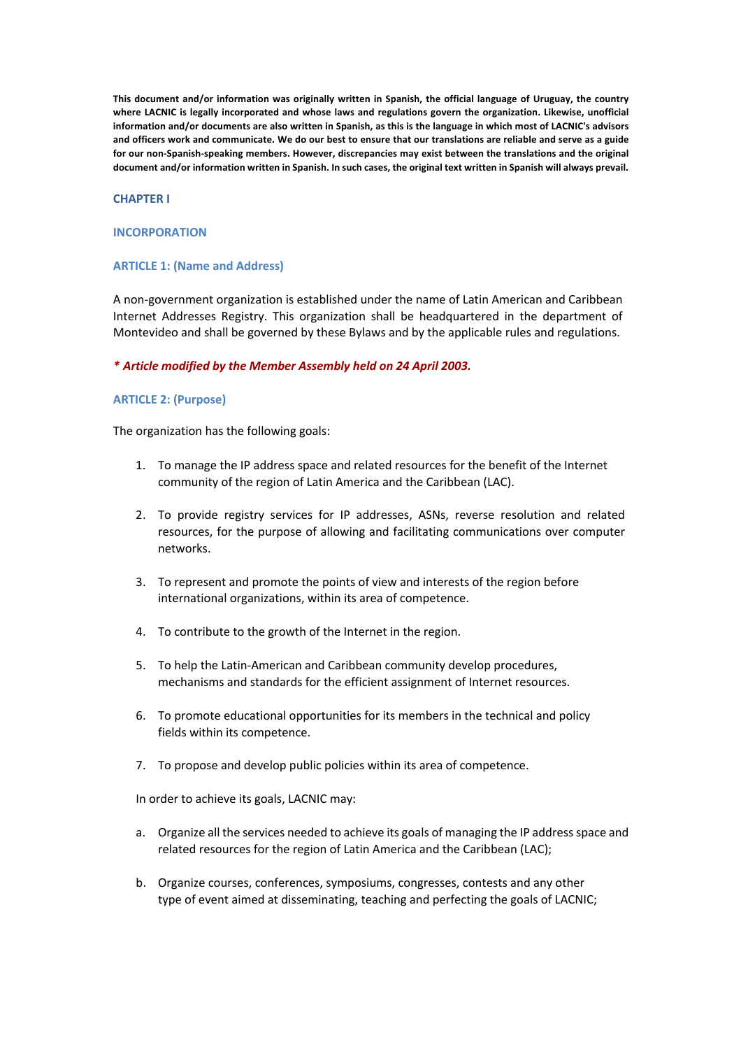**This document and/or information was originally written in Spanish, the official language of Uruguay, the country where LACNIC is legally incorporated and whose laws and regulations govern the organization. Likewise, unofficial information and/or documents are also written in Spanish, as this is the language in which most of LACNIC's advisors and officers work and communicate. We do our best to ensure that our translations are reliable and serve as a guide for our non-Spanish-speaking members. However, discrepancies may exist between the translations and the original document and/or information written in Spanish. In such cases, the original text written in Spanish will always prevail.**

## CHAPTER I

## INCORPORATION

### ARTICLE 1: (Name and Address)

A non-government organization is established under the name of Latin American and Caribbean Internet Addresses Registry. This organization shall be headquartered in the department of Montevideo and shall be governed by these Bylaws and by the applicable rules and regulations.

***\* Article modified by the Member Assembly held on 24 April 2003.***

### ARTICLE 2: (Purpose)

The organization has the following goals:

1. To manage the IP address space and related resources for the benefit of the Internet community of the region of Latin America and the Caribbean (LAC).

2. To provide registry services for IP addresses, ASNs, reverse resolution and related resources, for the purpose of allowing and facilitating communications over computer networks.

3. To represent and promote the points of view and interests of the region before international organizations, within its area of competence.

4. To contribute to the growth of the Internet in the region.

5. To help the Latin-American and Caribbean community develop procedures, mechanisms and standards for the efficient assignment of Internet resources.

6. To promote educational opportunities for its members in the technical and policy fields within its competence.

7. To propose and develop public policies within its area of competence.

In order to achieve its goals, LACNIC may:

a. Organize all the services needed to achieve its goals of managing the IP address space and related resources for the region of Latin America and the Caribbean (LAC);

b. Organize courses, conferences, symposiums, congresses, contests and any other type of event aimed at disseminating, teaching and perfecting the goals of LACNIC;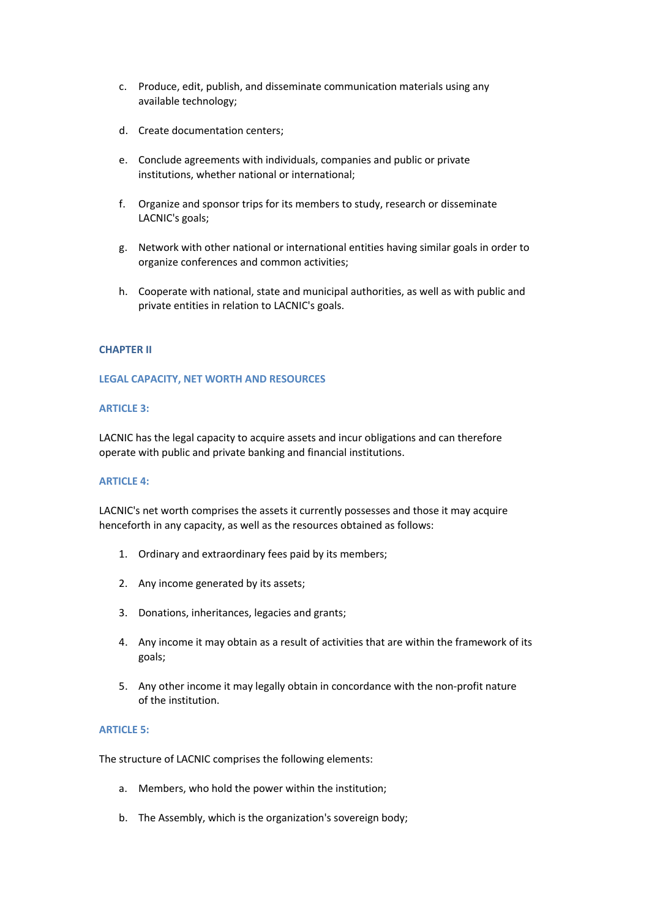c. Produce, edit, publish, and disseminate communication materials using any available technology;

d. Create documentation centers;

e. Conclude agreements with individuals, companies and public or private institutions, whether national or international;

f. Organize and sponsor trips for its members to study, research or disseminate LACNIC's goals;

g. Network with other national or international entities having similar goals in order to organize conferences and common activities;

h. Cooperate with national, state and municipal authorities, as well as with public and private entities in relation to LACNIC's goals.

## CHAPTER II

## LEGAL CAPACITY, NET WORTH AND RESOURCES

### ARTICLE 3:

LACNIC has the legal capacity to acquire assets and incur obligations and can therefore operate with public and private banking and financial institutions.

### ARTICLE 4:

LACNIC's net worth comprises the assets it currently possesses and those it may acquire henceforth in any capacity, as well as the resources obtained as follows:

1. Ordinary and extraordinary fees paid by its members;
2. Any income generated by its assets;
3. Donations, inheritances, legacies and grants;
4. Any income it may obtain as a result of activities that are within the framework of its goals;
5. Any other income it may legally obtain in concordance with the non-profit nature of the institution.

### ARTICLE 5:

The structure of LACNIC comprises the following elements:

a. Members, who hold the power within the institution;

b. The Assembly, which is the organization's sovereign body;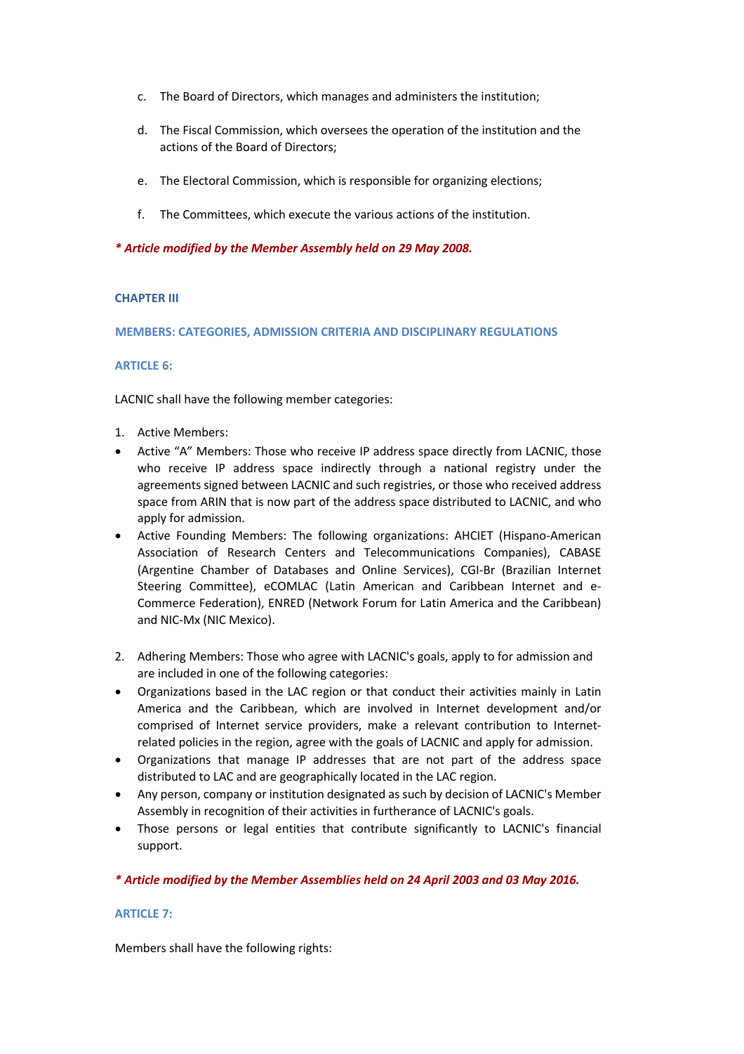c. The Board of Directors, which manages and administers the institution;

d. The Fiscal Commission, which oversees the operation of the institution and the actions of the Board of Directors;

e. The Electoral Commission, which is responsible for organizing elections;

f. The Committees, which execute the various actions of the institution.

***\* Article modified by the Member Assembly held on 29 May 2008.***

## CHAPTER III

## MEMBERS: CATEGORIES, ADMISSION CRITERIA AND DISCIPLINARY REGULATIONS

### ARTICLE 6:

LACNIC shall have the following member categories:

1. Active Members:

- Active "A" Members: Those who receive IP address space directly from LACNIC, those who receive IP address space indirectly through a national registry under the agreements signed between LACNIC and such registries, or those who received address space from ARIN that is now part of the address space distributed to LACNIC, and who apply for admission.
- Active Founding Members: The following organizations: AHCIET (Hispano-American Association of Research Centers and Telecommunications Companies), CABASE (Argentine Chamber of Databases and Online Services), CGI-Br (Brazilian Internet Steering Committee), eCOMLAC (Latin American and Caribbean Internet and e-Commerce Federation), ENRED (Network Forum for Latin America and the Caribbean) and NIC-Mx (NIC Mexico).

2. Adhering Members: Those who agree with LACNIC's goals, apply to for admission and are included in one of the following categories:

- Organizations based in the LAC region or that conduct their activities mainly in Latin America and the Caribbean, which are involved in Internet development and/or comprised of Internet service providers, make a relevant contribution to Internet-related policies in the region, agree with the goals of LACNIC and apply for admission.
- Organizations that manage IP addresses that are not part of the address space distributed to LAC and are geographically located in the LAC region.
- Any person, company or institution designated as such by decision of LACNIC's Member Assembly in recognition of their activities in furtherance of LACNIC's goals.
- Those persons or legal entities that contribute significantly to LACNIC's financial support.

***\* Article modified by the Member Assemblies held on 24 April 2003 and 03 May 2016.***

### ARTICLE 7:

Members shall have the following rights: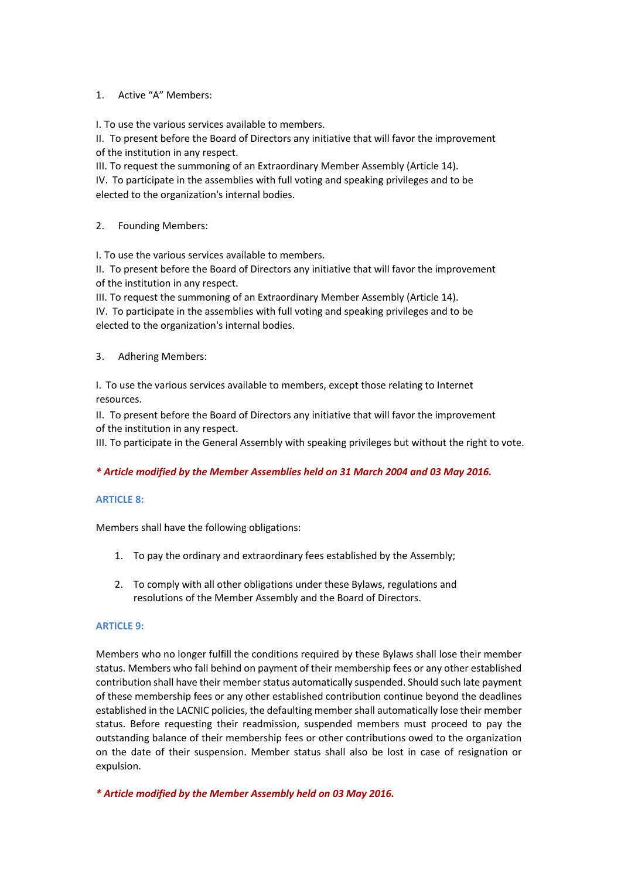1. Active “A” Members:

I. To use the various services available to members.
II. To present before the Board of Directors any initiative that will favor the improvement of the institution in any respect.
III. To request the summoning of an Extraordinary Member Assembly (Article 14).
IV. To participate in the assemblies with full voting and speaking privileges and to be elected to the organization's internal bodies.

2. Founding Members:

I. To use the various services available to members.
II. To present before the Board of Directors any initiative that will favor the improvement of the institution in any respect.
III. To request the summoning of an Extraordinary Member Assembly (Article 14).
IV. To participate in the assemblies with full voting and speaking privileges and to be elected to the organization's internal bodies.

3. Adhering Members:

I. To use the various services available to members, except those relating to Internet resources.
II. To present before the Board of Directors any initiative that will favor the improvement of the institution in any respect.
III. To participate in the General Assembly with speaking privileges but without the right to vote.

***\* Article modified by the Member Assemblies held on 31 March 2004 and 03 May 2016.***

### ARTICLE 8:

Members shall have the following obligations:

1. To pay the ordinary and extraordinary fees established by the Assembly;

2. To comply with all other obligations under these Bylaws, regulations and resolutions of the Member Assembly and the Board of Directors.

### ARTICLE 9:

Members who no longer fulfill the conditions required by these Bylaws shall lose their member status. Members who fall behind on payment of their membership fees or any other established contribution shall have their member status automatically suspended. Should such late payment of these membership fees or any other established contribution continue beyond the deadlines established in the LACNIC policies, the defaulting member shall automatically lose their member status. Before requesting their readmission, suspended members must proceed to pay the outstanding balance of their membership fees or other contributions owed to the organization on the date of their suspension. Member status shall also be lost in case of resignation or expulsion.

***\* Article modified by the Member Assembly held on 03 May 2016.***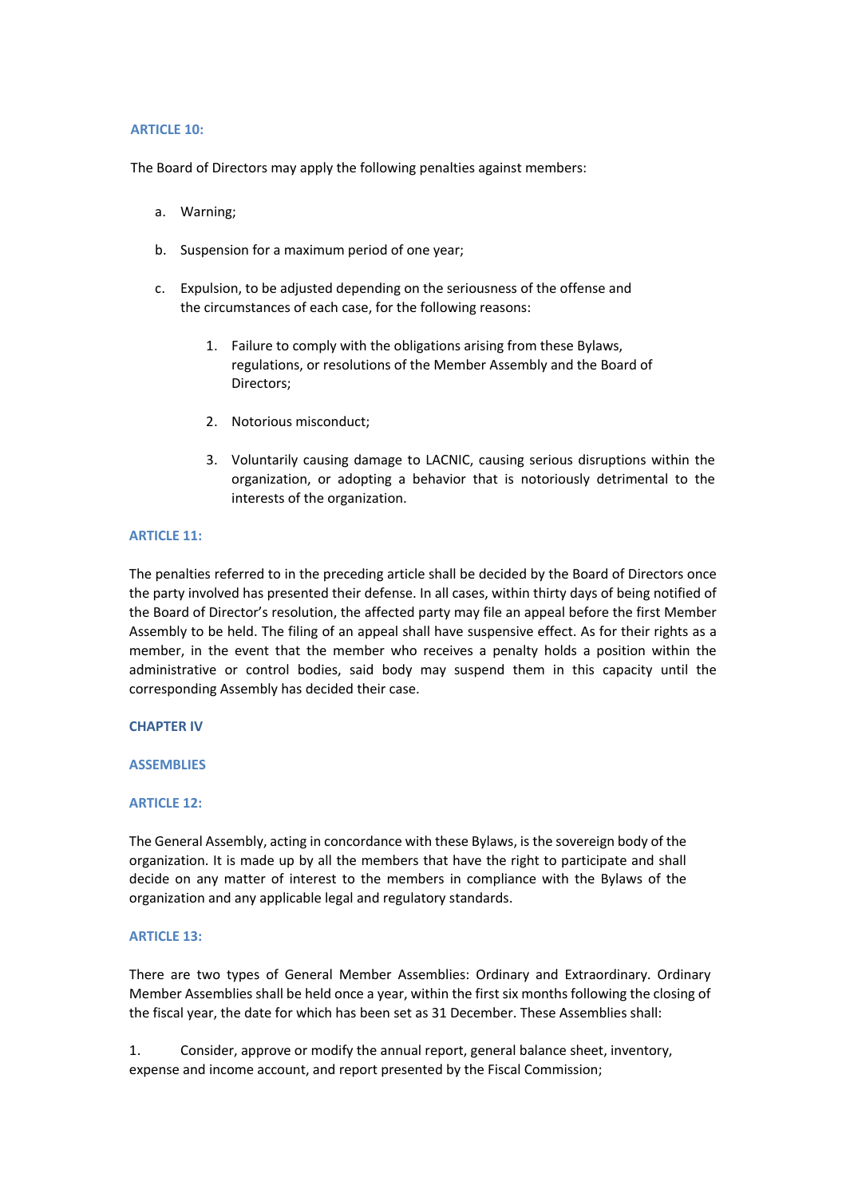### ARTICLE 10:

The Board of Directors may apply the following penalties against members:

a. Warning;

b. Suspension for a maximum period of one year;

c. Expulsion, to be adjusted depending on the seriousness of the offense and the circumstances of each case, for the following reasons:

    1. Failure to comply with the obligations arising from these Bylaws, regulations, or resolutions of the Member Assembly and the Board of Directors;

    2. Notorious misconduct;

    3. Voluntarily causing damage to LACNIC, causing serious disruptions within the organization, or adopting a behavior that is notoriously detrimental to the interests of the organization.

### ARTICLE 11:

The penalties referred to in the preceding article shall be decided by the Board of Directors once the party involved has presented their defense. In all cases, within thirty days of being notified of the Board of Director's resolution, the affected party may file an appeal before the first Member Assembly to be held. The filing of an appeal shall have suspensive effect. As for their rights as a member, in the event that the member who receives a penalty holds a position within the administrative or control bodies, said body may suspend them in this capacity until the corresponding Assembly has decided their case.

## CHAPTER IV

## ASSEMBLIES

### ARTICLE 12:

The General Assembly, acting in concordance with these Bylaws, is the sovereign body of the organization. It is made up by all the members that have the right to participate and shall decide on any matter of interest to the members in compliance with the Bylaws of the organization and any applicable legal and regulatory standards.

### ARTICLE 13:

There are two types of General Member Assemblies: Ordinary and Extraordinary. Ordinary Member Assemblies shall be held once a year, within the first six months following the closing of the fiscal year, the date for which has been set as 31 December. These Assemblies shall:

1. Consider, approve or modify the annual report, general balance sheet, inventory, expense and income account, and report presented by the Fiscal Commission;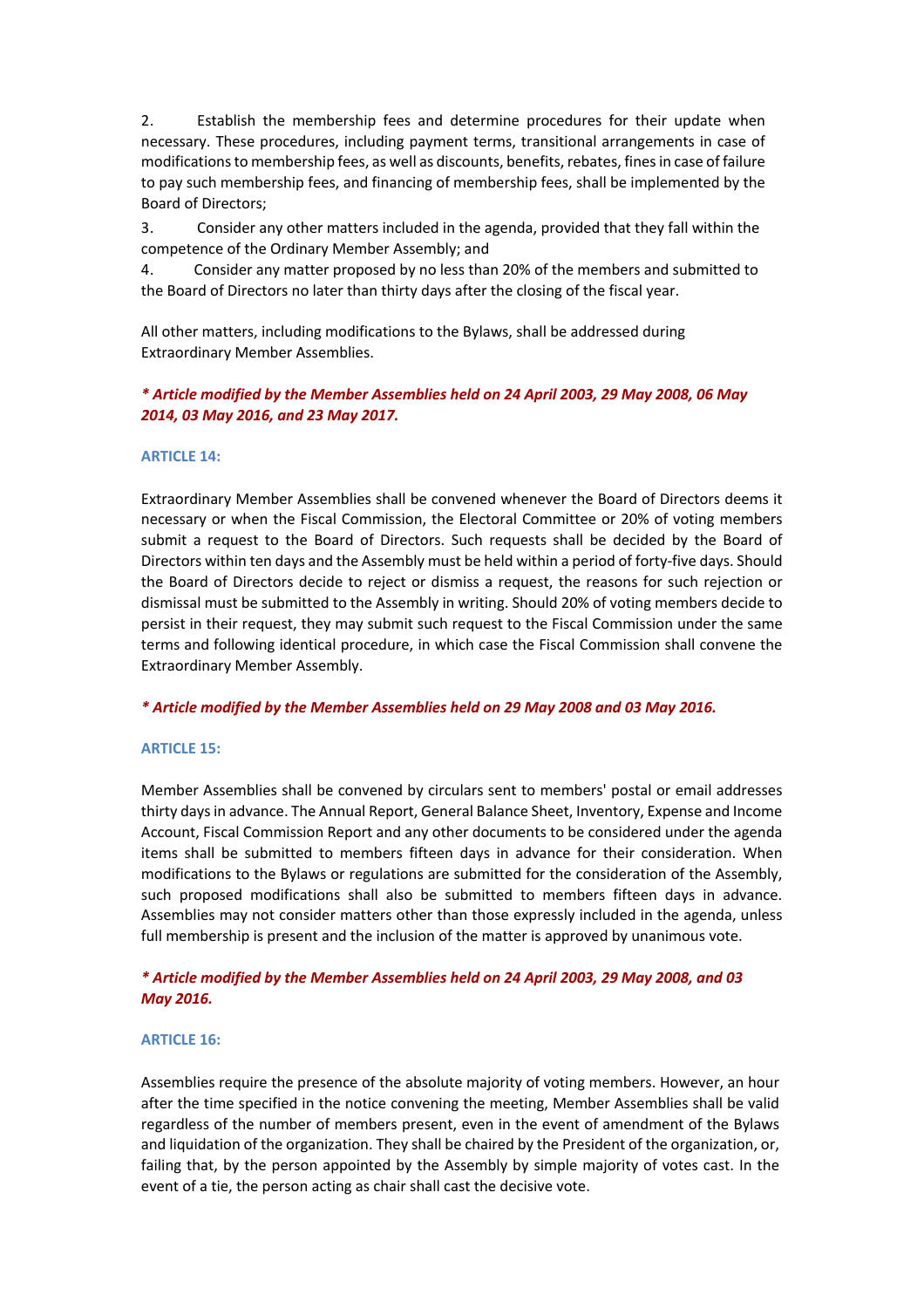2. Establish the membership fees and determine procedures for their update when necessary. These procedures, including payment terms, transitional arrangements in case of modifications to membership fees, as well as discounts, benefits, rebates, fines in case of failure to pay such membership fees, and financing of membership fees, shall be implemented by the Board of Directors;

3. Consider any other matters included in the agenda, provided that they fall within the competence of the Ordinary Member Assembly; and

4. Consider any matter proposed by no less than 20% of the members and submitted to the Board of Directors no later than thirty days after the closing of the fiscal year.

All other matters, including modifications to the Bylaws, shall be addressed during Extraordinary Member Assemblies.

***\* Article modified by the Member Assemblies held on 24 April 2003, 29 May 2008, 06 May 2014, 03 May 2016, and 23 May 2017.***

### ARTICLE 14:

Extraordinary Member Assemblies shall be convened whenever the Board of Directors deems it necessary or when the Fiscal Commission, the Electoral Committee or 20% of voting members submit a request to the Board of Directors. Such requests shall be decided by the Board of Directors within ten days and the Assembly must be held within a period of forty-five days. Should the Board of Directors decide to reject or dismiss a request, the reasons for such rejection or dismissal must be submitted to the Assembly in writing. Should 20% of voting members decide to persist in their request, they may submit such request to the Fiscal Commission under the same terms and following identical procedure, in which case the Fiscal Commission shall convene the Extraordinary Member Assembly.

***\* Article modified by the Member Assemblies held on 29 May 2008 and 03 May 2016.***

### ARTICLE 15:

Member Assemblies shall be convened by circulars sent to members' postal or email addresses thirty days in advance. The Annual Report, General Balance Sheet, Inventory, Expense and Income Account, Fiscal Commission Report and any other documents to be considered under the agenda items shall be submitted to members fifteen days in advance for their consideration. When modifications to the Bylaws or regulations are submitted for the consideration of the Assembly, such proposed modifications shall also be submitted to members fifteen days in advance. Assemblies may not consider matters other than those expressly included in the agenda, unless full membership is present and the inclusion of the matter is approved by unanimous vote.

***\* Article modified by the Member Assemblies held on 24 April 2003, 29 May 2008, and 03 May 2016.***

### ARTICLE 16:

Assemblies require the presence of the absolute majority of voting members. However, an hour after the time specified in the notice convening the meeting, Member Assemblies shall be valid regardless of the number of members present, even in the event of amendment of the Bylaws and liquidation of the organization. They shall be chaired by the President of the organization, or, failing that, by the person appointed by the Assembly by simple majority of votes cast. In the event of a tie, the person acting as chair shall cast the decisive vote.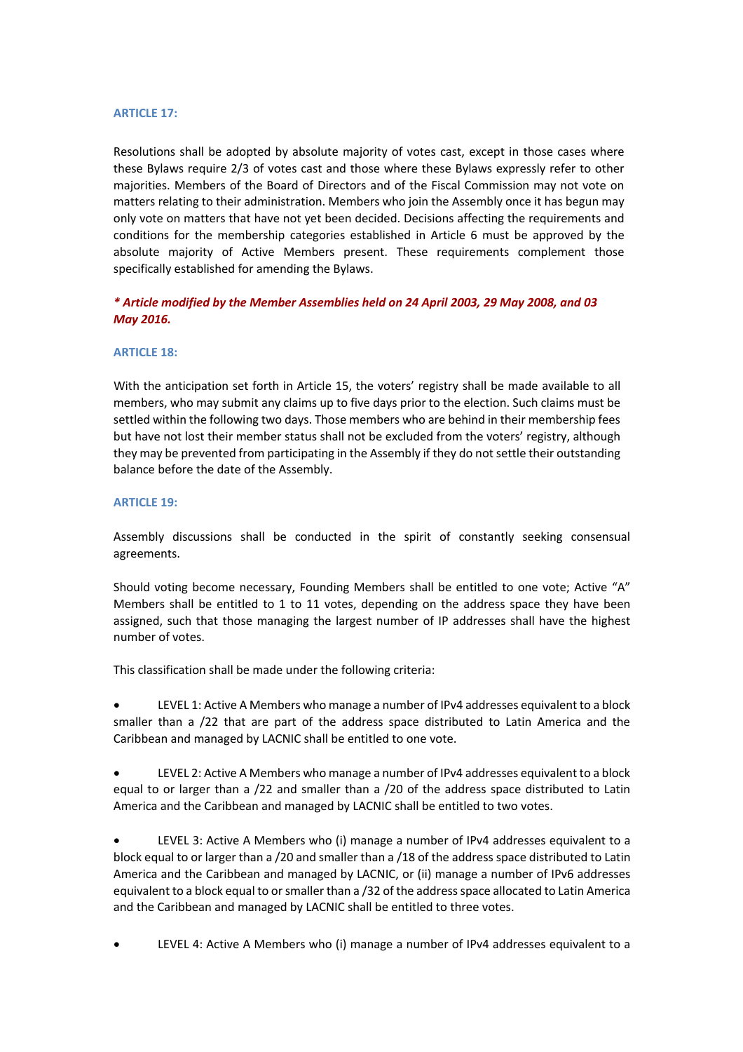### ARTICLE 17:

Resolutions shall be adopted by absolute majority of votes cast, except in those cases where these Bylaws require 2/3 of votes cast and those where these Bylaws expressly refer to other majorities. Members of the Board of Directors and of the Fiscal Commission may not vote on matters relating to their administration. Members who join the Assembly once it has begun may only vote on matters that have not yet been decided. Decisions affecting the requirements and conditions for the membership categories established in Article 6 must be approved by the absolute majority of Active Members present. These requirements complement those specifically established for amending the Bylaws.

***\* Article modified by the Member Assemblies held on 24 April 2003, 29 May 2008, and 03 May 2016.***

### ARTICLE 18:

With the anticipation set forth in Article 15, the voters' registry shall be made available to all members, who may submit any claims up to five days prior to the election. Such claims must be settled within the following two days. Those members who are behind in their membership fees but have not lost their member status shall not be excluded from the voters' registry, although they may be prevented from participating in the Assembly if they do not settle their outstanding balance before the date of the Assembly.

### ARTICLE 19:

Assembly discussions shall be conducted in the spirit of constantly seeking consensual agreements.

Should voting become necessary, Founding Members shall be entitled to one vote; Active "A" Members shall be entitled to 1 to 11 votes, depending on the address space they have been assigned, such that those managing the largest number of IP addresses shall have the highest number of votes.

This classification shall be made under the following criteria:

- LEVEL 1: Active A Members who manage a number of IPv4 addresses equivalent to a block smaller than a /22 that are part of the address space distributed to Latin America and the Caribbean and managed by LACNIC shall be entitled to one vote.

- LEVEL 2: Active A Members who manage a number of IPv4 addresses equivalent to a block equal to or larger than a /22 and smaller than a /20 of the address space distributed to Latin America and the Caribbean and managed by LACNIC shall be entitled to two votes.

- LEVEL 3: Active A Members who (i) manage a number of IPv4 addresses equivalent to a block equal to or larger than a /20 and smaller than a /18 of the address space distributed to Latin America and the Caribbean and managed by LACNIC, or (ii) manage a number of IPv6 addresses equivalent to a block equal to or smaller than a /32 of the address space allocated to Latin America and the Caribbean and managed by LACNIC shall be entitled to three votes.

- LEVEL 4: Active A Members who (i) manage a number of IPv4 addresses equivalent to a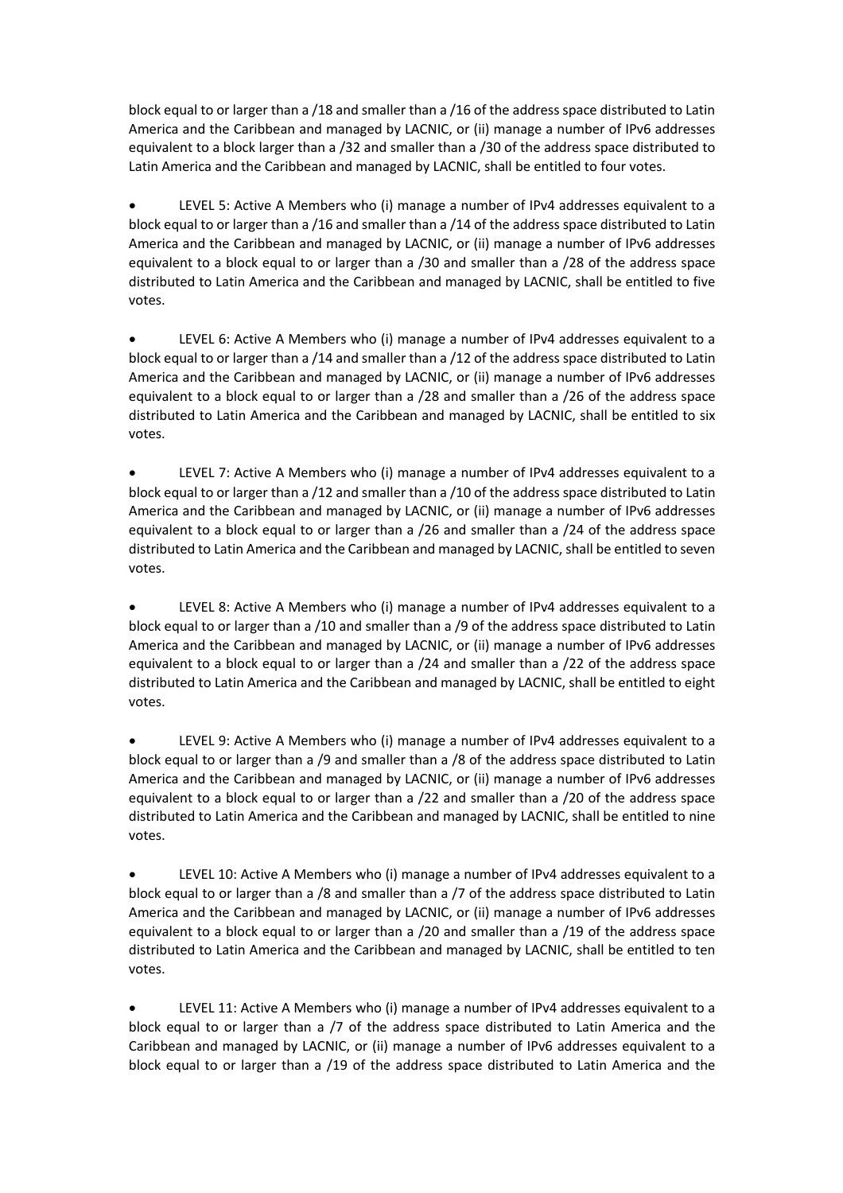block equal to or larger than a /18 and smaller than a /16 of the address space distributed to Latin America and the Caribbean and managed by LACNIC, or (ii) manage a number of IPv6 addresses equivalent to a block larger than a /32 and smaller than a /30 of the address space distributed to Latin America and the Caribbean and managed by LACNIC, shall be entitled to four votes.

- LEVEL 5: Active A Members who (i) manage a number of IPv4 addresses equivalent to a block equal to or larger than a /16 and smaller than a /14 of the address space distributed to Latin America and the Caribbean and managed by LACNIC, or (ii) manage a number of IPv6 addresses equivalent to a block equal to or larger than a /30 and smaller than a /28 of the address space distributed to Latin America and the Caribbean and managed by LACNIC, shall be entitled to five votes.

- LEVEL 6: Active A Members who (i) manage a number of IPv4 addresses equivalent to a block equal to or larger than a /14 and smaller than a /12 of the address space distributed to Latin America and the Caribbean and managed by LACNIC, or (ii) manage a number of IPv6 addresses equivalent to a block equal to or larger than a /28 and smaller than a /26 of the address space distributed to Latin America and the Caribbean and managed by LACNIC, shall be entitled to six votes.

- LEVEL 7: Active A Members who (i) manage a number of IPv4 addresses equivalent to a block equal to or larger than a /12 and smaller than a /10 of the address space distributed to Latin America and the Caribbean and managed by LACNIC, or (ii) manage a number of IPv6 addresses equivalent to a block equal to or larger than a /26 and smaller than a /24 of the address space distributed to Latin America and the Caribbean and managed by LACNIC, shall be entitled to seven votes.

- LEVEL 8: Active A Members who (i) manage a number of IPv4 addresses equivalent to a block equal to or larger than a /10 and smaller than a /9 of the address space distributed to Latin America and the Caribbean and managed by LACNIC, or (ii) manage a number of IPv6 addresses equivalent to a block equal to or larger than a /24 and smaller than a /22 of the address space distributed to Latin America and the Caribbean and managed by LACNIC, shall be entitled to eight votes.

- LEVEL 9: Active A Members who (i) manage a number of IPv4 addresses equivalent to a block equal to or larger than a /9 and smaller than a /8 of the address space distributed to Latin America and the Caribbean and managed by LACNIC, or (ii) manage a number of IPv6 addresses equivalent to a block equal to or larger than a /22 and smaller than a /20 of the address space distributed to Latin America and the Caribbean and managed by LACNIC, shall be entitled to nine votes.

- LEVEL 10: Active A Members who (i) manage a number of IPv4 addresses equivalent to a block equal to or larger than a /8 and smaller than a /7 of the address space distributed to Latin America and the Caribbean and managed by LACNIC, or (ii) manage a number of IPv6 addresses equivalent to a block equal to or larger than a /20 and smaller than a /19 of the address space distributed to Latin America and the Caribbean and managed by LACNIC, shall be entitled to ten votes.

- LEVEL 11: Active A Members who (i) manage a number of IPv4 addresses equivalent to a block equal to or larger than a /7 of the address space distributed to Latin America and the Caribbean and managed by LACNIC, or (ii) manage a number of IPv6 addresses equivalent to a block equal to or larger than a /19 of the address space distributed to Latin America and the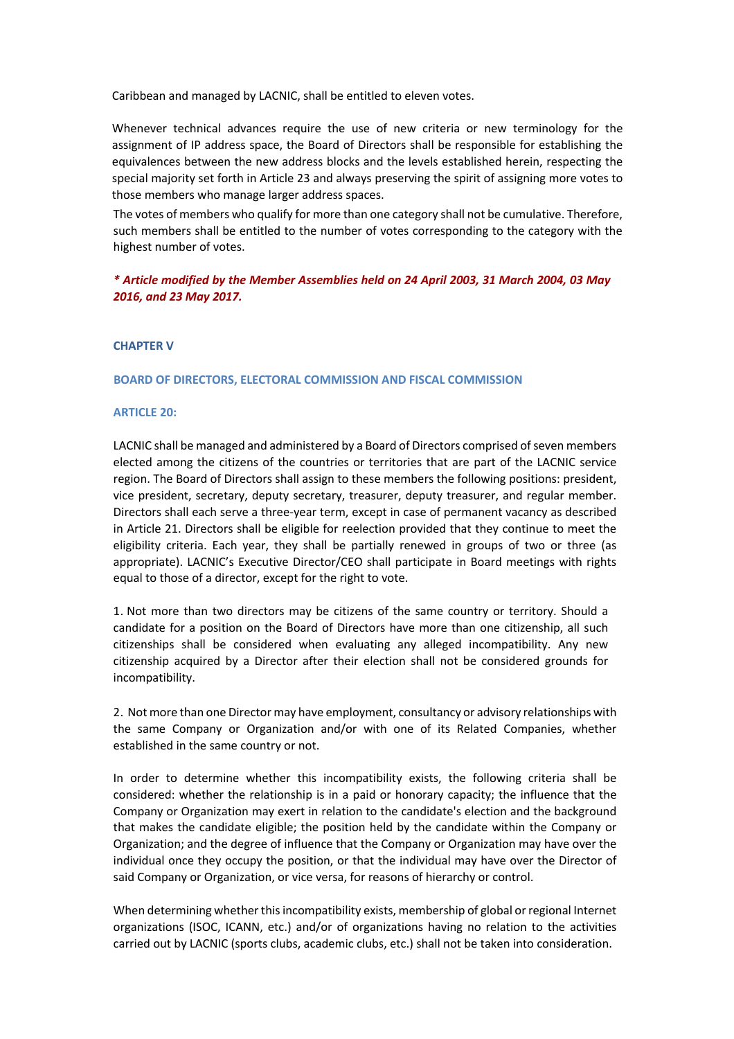Caribbean and managed by LACNIC, shall be entitled to eleven votes.

Whenever technical advances require the use of new criteria or new terminology for the assignment of IP address space, the Board of Directors shall be responsible for establishing the equivalences between the new address blocks and the levels established herein, respecting the special majority set forth in Article 23 and always preserving the spirit of assigning more votes to those members who manage larger address spaces.

The votes of members who qualify for more than one category shall not be cumulative. Therefore, such members shall be entitled to the number of votes corresponding to the category with the highest number of votes.

***\* Article modified by the Member Assemblies held on 24 April 2003, 31 March 2004, 03 May 2016, and 23 May 2017.***

## CHAPTER V

## BOARD OF DIRECTORS, ELECTORAL COMMISSION AND FISCAL COMMISSION

### ARTICLE 20:

LACNIC shall be managed and administered by a Board of Directors comprised of seven members elected among the citizens of the countries or territories that are part of the LACNIC service region. The Board of Directors shall assign to these members the following positions: president, vice president, secretary, deputy secretary, treasurer, deputy treasurer, and regular member. Directors shall each serve a three-year term, except in case of permanent vacancy as described in Article 21. Directors shall be eligible for reelection provided that they continue to meet the eligibility criteria. Each year, they shall be partially renewed in groups of two or three (as appropriate). LACNIC's Executive Director/CEO shall participate in Board meetings with rights equal to those of a director, except for the right to vote.

1. Not more than two directors may be citizens of the same country or territory. Should a candidate for a position on the Board of Directors have more than one citizenship, all such citizenships shall be considered when evaluating any alleged incompatibility. Any new citizenship acquired by a Director after their election shall not be considered grounds for incompatibility.

2. Not more than one Director may have employment, consultancy or advisory relationships with the same Company or Organization and/or with one of its Related Companies, whether established in the same country or not.

In order to determine whether this incompatibility exists, the following criteria shall be considered: whether the relationship is in a paid or honorary capacity; the influence that the Company or Organization may exert in relation to the candidate's election and the background that makes the candidate eligible; the position held by the candidate within the Company or Organization; and the degree of influence that the Company or Organization may have over the individual once they occupy the position, or that the individual may have over the Director of said Company or Organization, or vice versa, for reasons of hierarchy or control.

When determining whether this incompatibility exists, membership of global or regional Internet organizations (ISOC, ICANN, etc.) and/or of organizations having no relation to the activities carried out by LACNIC (sports clubs, academic clubs, etc.) shall not be taken into consideration.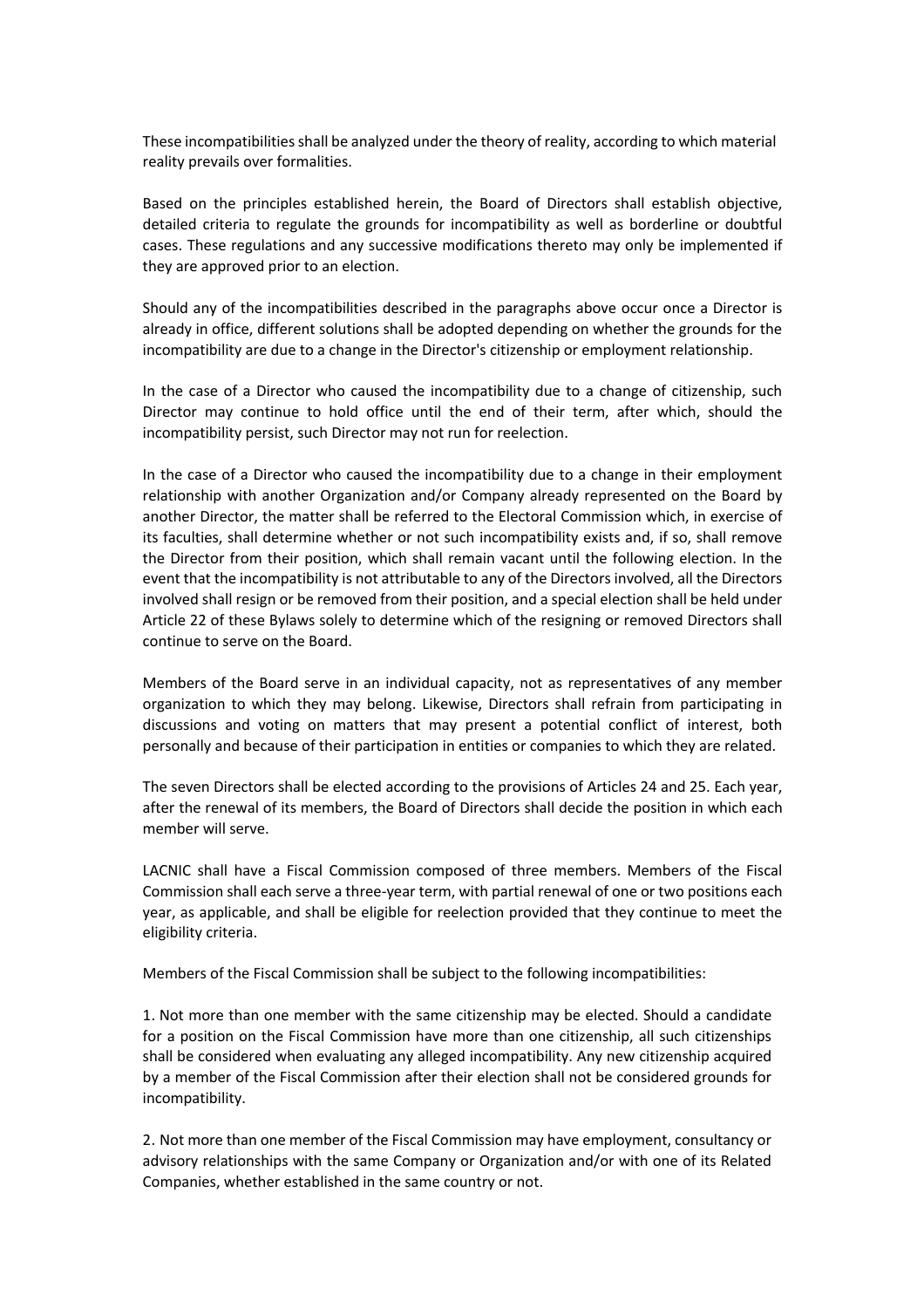These incompatibilities shall be analyzed under the theory of reality, according to which material reality prevails over formalities.

Based on the principles established herein, the Board of Directors shall establish objective, detailed criteria to regulate the grounds for incompatibility as well as borderline or doubtful cases. These regulations and any successive modifications thereto may only be implemented if they are approved prior to an election.

Should any of the incompatibilities described in the paragraphs above occur once a Director is already in office, different solutions shall be adopted depending on whether the grounds for the incompatibility are due to a change in the Director's citizenship or employment relationship.

In the case of a Director who caused the incompatibility due to a change of citizenship, such Director may continue to hold office until the end of their term, after which, should the incompatibility persist, such Director may not run for reelection.

In the case of a Director who caused the incompatibility due to a change in their employment relationship with another Organization and/or Company already represented on the Board by another Director, the matter shall be referred to the Electoral Commission which, in exercise of its faculties, shall determine whether or not such incompatibility exists and, if so, shall remove the Director from their position, which shall remain vacant until the following election. In the event that the incompatibility is not attributable to any of the Directors involved, all the Directors involved shall resign or be removed from their position, and a special election shall be held under Article 22 of these Bylaws solely to determine which of the resigning or removed Directors shall continue to serve on the Board.

Members of the Board serve in an individual capacity, not as representatives of any member organization to which they may belong. Likewise, Directors shall refrain from participating in discussions and voting on matters that may present a potential conflict of interest, both personally and because of their participation in entities or companies to which they are related.

The seven Directors shall be elected according to the provisions of Articles 24 and 25. Each year, after the renewal of its members, the Board of Directors shall decide the position in which each member will serve.

LACNIC shall have a Fiscal Commission composed of three members. Members of the Fiscal Commission shall each serve a three-year term, with partial renewal of one or two positions each year, as applicable, and shall be eligible for reelection provided that they continue to meet the eligibility criteria.

Members of the Fiscal Commission shall be subject to the following incompatibilities:

1. Not more than one member with the same citizenship may be elected. Should a candidate for a position on the Fiscal Commission have more than one citizenship, all such citizenships shall be considered when evaluating any alleged incompatibility. Any new citizenship acquired by a member of the Fiscal Commission after their election shall not be considered grounds for incompatibility.

2. Not more than one member of the Fiscal Commission may have employment, consultancy or advisory relationships with the same Company or Organization and/or with one of its Related Companies, whether established in the same country or not.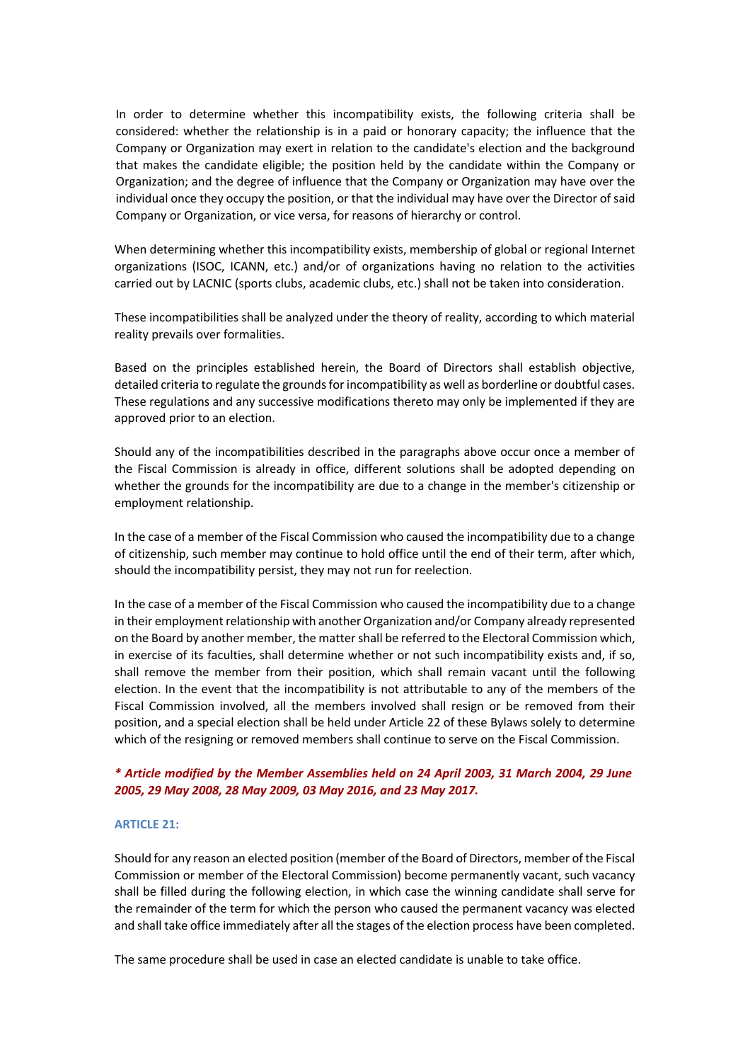In order to determine whether this incompatibility exists, the following criteria shall be considered: whether the relationship is in a paid or honorary capacity; the influence that the Company or Organization may exert in relation to the candidate's election and the background that makes the candidate eligible; the position held by the candidate within the Company or Organization; and the degree of influence that the Company or Organization may have over the individual once they occupy the position, or that the individual may have over the Director of said Company or Organization, or vice versa, for reasons of hierarchy or control.

When determining whether this incompatibility exists, membership of global or regional Internet organizations (ISOC, ICANN, etc.) and/or of organizations having no relation to the activities carried out by LACNIC (sports clubs, academic clubs, etc.) shall not be taken into consideration.

These incompatibilities shall be analyzed under the theory of reality, according to which material reality prevails over formalities.

Based on the principles established herein, the Board of Directors shall establish objective, detailed criteria to regulate the grounds for incompatibility as well as borderline or doubtful cases. These regulations and any successive modifications thereto may only be implemented if they are approved prior to an election.

Should any of the incompatibilities described in the paragraphs above occur once a member of the Fiscal Commission is already in office, different solutions shall be adopted depending on whether the grounds for the incompatibility are due to a change in the member's citizenship or employment relationship.

In the case of a member of the Fiscal Commission who caused the incompatibility due to a change of citizenship, such member may continue to hold office until the end of their term, after which, should the incompatibility persist, they may not run for reelection.

In the case of a member of the Fiscal Commission who caused the incompatibility due to a change in their employment relationship with another Organization and/or Company already represented on the Board by another member, the matter shall be referred to the Electoral Commission which, in exercise of its faculties, shall determine whether or not such incompatibility exists and, if so, shall remove the member from their position, which shall remain vacant until the following election. In the event that the incompatibility is not attributable to any of the members of the Fiscal Commission involved, all the members involved shall resign or be removed from their position, and a special election shall be held under Article 22 of these Bylaws solely to determine which of the resigning or removed members shall continue to serve on the Fiscal Commission.

***\* Article modified by the Member Assemblies held on 24 April 2003, 31 March 2004, 29 June 2005, 29 May 2008, 28 May 2009, 03 May 2016, and 23 May 2017.***

### ARTICLE 21:

Should for any reason an elected position (member of the Board of Directors, member of the Fiscal Commission or member of the Electoral Commission) become permanently vacant, such vacancy shall be filled during the following election, in which case the winning candidate shall serve for the remainder of the term for which the person who caused the permanent vacancy was elected and shall take office immediately after all the stages of the election process have been completed.

The same procedure shall be used in case an elected candidate is unable to take office.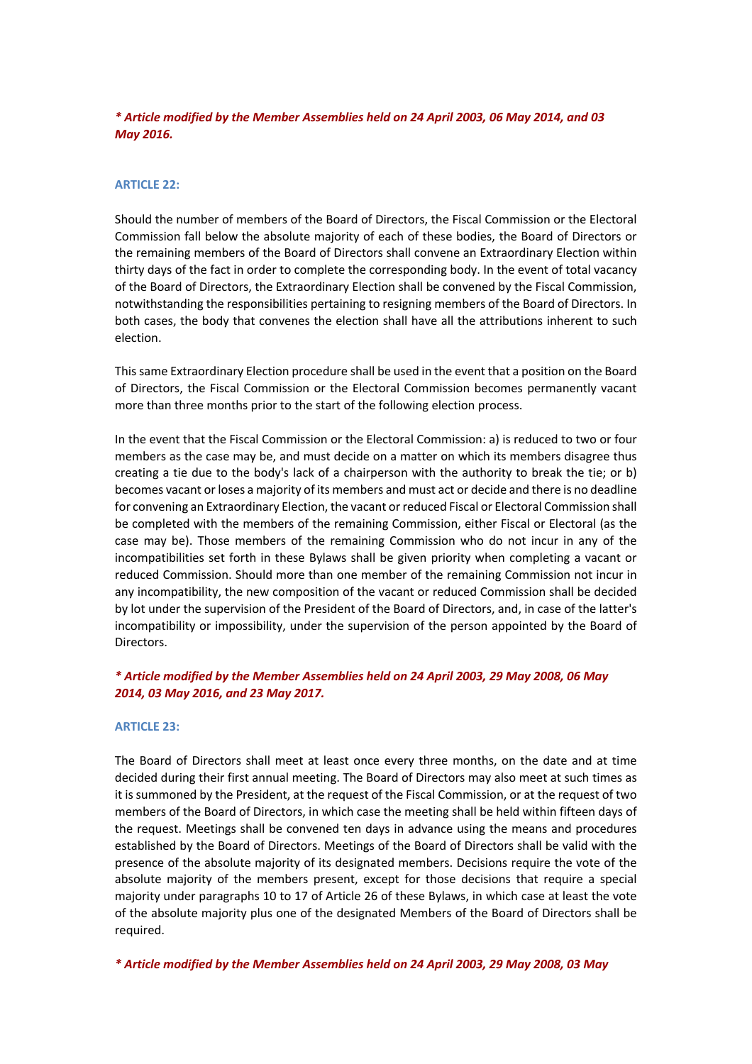***\* Article modified by the Member Assemblies held on 24 April 2003, 06 May 2014, and 03 May 2016.***

### ARTICLE 22:

Should the number of members of the Board of Directors, the Fiscal Commission or the Electoral Commission fall below the absolute majority of each of these bodies, the Board of Directors or the remaining members of the Board of Directors shall convene an Extraordinary Election within thirty days of the fact in order to complete the corresponding body. In the event of total vacancy of the Board of Directors, the Extraordinary Election shall be convened by the Fiscal Commission, notwithstanding the responsibilities pertaining to resigning members of the Board of Directors. In both cases, the body that convenes the election shall have all the attributions inherent to such election.

This same Extraordinary Election procedure shall be used in the event that a position on the Board of Directors, the Fiscal Commission or the Electoral Commission becomes permanently vacant more than three months prior to the start of the following election process.

In the event that the Fiscal Commission or the Electoral Commission: a) is reduced to two or four members as the case may be, and must decide on a matter on which its members disagree thus creating a tie due to the body's lack of a chairperson with the authority to break the tie; or b) becomes vacant or loses a majority of its members and must act or decide and there is no deadline for convening an Extraordinary Election, the vacant or reduced Fiscal or Electoral Commission shall be completed with the members of the remaining Commission, either Fiscal or Electoral (as the case may be). Those members of the remaining Commission who do not incur in any of the incompatibilities set forth in these Bylaws shall be given priority when completing a vacant or reduced Commission. Should more than one member of the remaining Commission not incur in any incompatibility, the new composition of the vacant or reduced Commission shall be decided by lot under the supervision of the President of the Board of Directors, and, in case of the latter's incompatibility or impossibility, under the supervision of the person appointed by the Board of Directors.

***\* Article modified by the Member Assemblies held on 24 April 2003, 29 May 2008, 06 May 2014, 03 May 2016, and 23 May 2017.***

### ARTICLE 23:

The Board of Directors shall meet at least once every three months, on the date and at time decided during their first annual meeting. The Board of Directors may also meet at such times as it is summoned by the President, at the request of the Fiscal Commission, or at the request of two members of the Board of Directors, in which case the meeting shall be held within fifteen days of the request. Meetings shall be convened ten days in advance using the means and procedures established by the Board of Directors. Meetings of the Board of Directors shall be valid with the presence of the absolute majority of its designated members. Decisions require the vote of the absolute majority of the members present, except for those decisions that require a special majority under paragraphs 10 to 17 of Article 26 of these Bylaws, in which case at least the vote of the absolute majority plus one of the designated Members of the Board of Directors shall be required.

***\* Article modified by the Member Assemblies held on 24 April 2003, 29 May 2008, 03 May***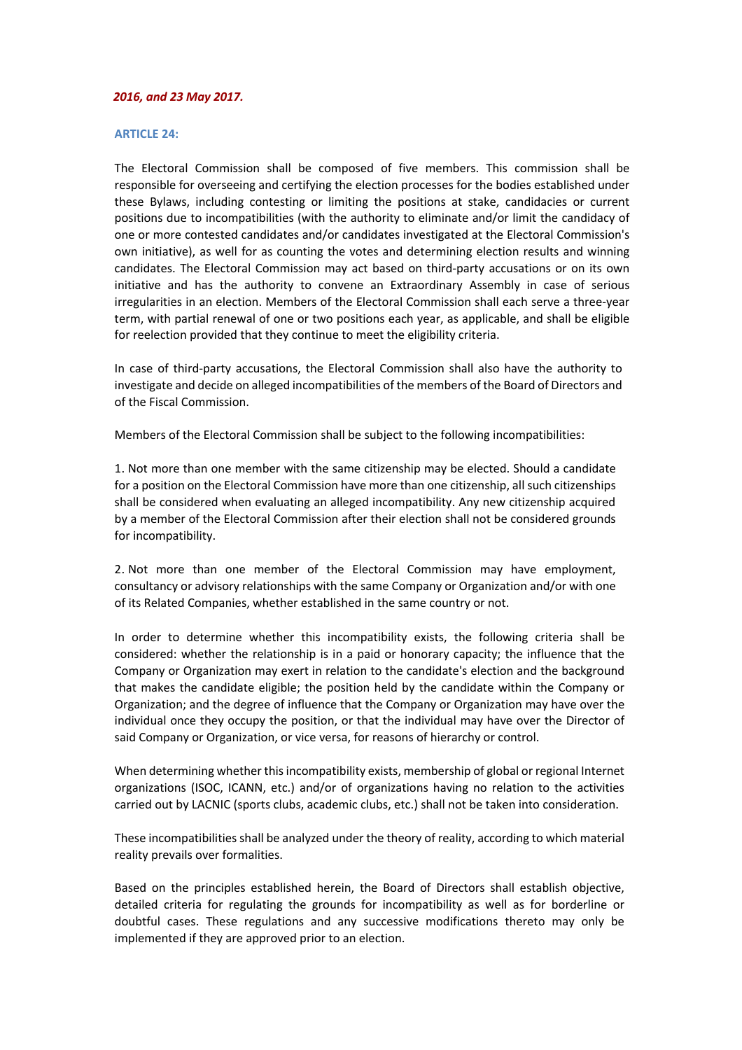*2016, and 23 May 2017.*

### ARTICLE 24:

The Electoral Commission shall be composed of five members. This commission shall be responsible for overseeing and certifying the election processes for the bodies established under these Bylaws, including contesting or limiting the positions at stake, candidacies or current positions due to incompatibilities (with the authority to eliminate and/or limit the candidacy of one or more contested candidates and/or candidates investigated at the Electoral Commission's own initiative), as well for as counting the votes and determining election results and winning candidates. The Electoral Commission may act based on third-party accusations or on its own initiative and has the authority to convene an Extraordinary Assembly in case of serious irregularities in an election. Members of the Electoral Commission shall each serve a three-year term, with partial renewal of one or two positions each year, as applicable, and shall be eligible for reelection provided that they continue to meet the eligibility criteria.

In case of third-party accusations, the Electoral Commission shall also have the authority to investigate and decide on alleged incompatibilities of the members of the Board of Directors and of the Fiscal Commission.

Members of the Electoral Commission shall be subject to the following incompatibilities:

1. Not more than one member with the same citizenship may be elected. Should a candidate for a position on the Electoral Commission have more than one citizenship, all such citizenships shall be considered when evaluating an alleged incompatibility. Any new citizenship acquired by a member of the Electoral Commission after their election shall not be considered grounds for incompatibility.

2. Not more than one member of the Electoral Commission may have employment, consultancy or advisory relationships with the same Company or Organization and/or with one of its Related Companies, whether established in the same country or not.

In order to determine whether this incompatibility exists, the following criteria shall be considered: whether the relationship is in a paid or honorary capacity; the influence that the Company or Organization may exert in relation to the candidate's election and the background that makes the candidate eligible; the position held by the candidate within the Company or Organization; and the degree of influence that the Company or Organization may have over the individual once they occupy the position, or that the individual may have over the Director of said Company or Organization, or vice versa, for reasons of hierarchy or control.

When determining whether this incompatibility exists, membership of global or regional Internet organizations (ISOC, ICANN, etc.) and/or of organizations having no relation to the activities carried out by LACNIC (sports clubs, academic clubs, etc.) shall not be taken into consideration.

These incompatibilities shall be analyzed under the theory of reality, according to which material reality prevails over formalities.

Based on the principles established herein, the Board of Directors shall establish objective, detailed criteria for regulating the grounds for incompatibility as well as for borderline or doubtful cases. These regulations and any successive modifications thereto may only be implemented if they are approved prior to an election.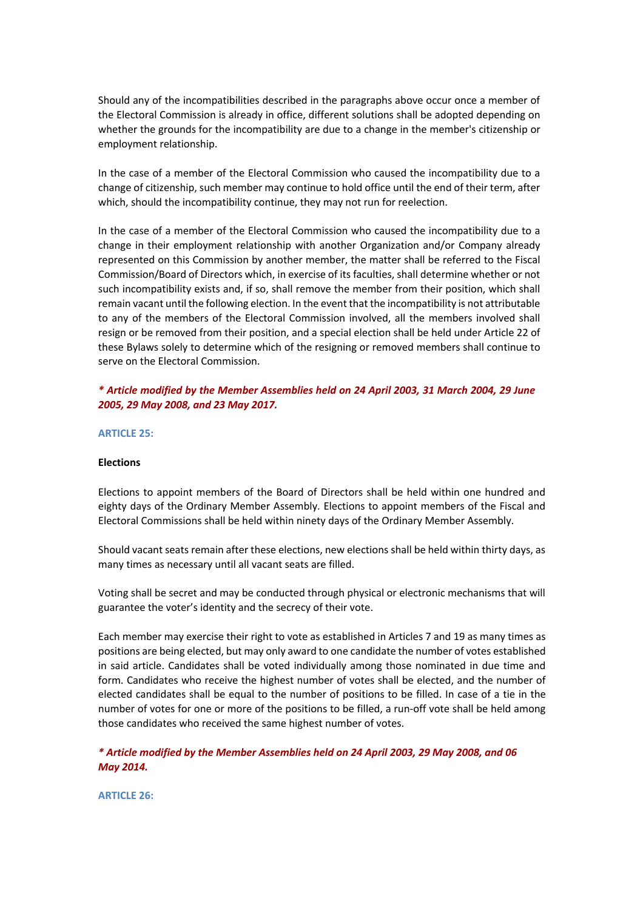Should any of the incompatibilities described in the paragraphs above occur once a member of the Electoral Commission is already in office, different solutions shall be adopted depending on whether the grounds for the incompatibility are due to a change in the member's citizenship or employment relationship.

In the case of a member of the Electoral Commission who caused the incompatibility due to a change of citizenship, such member may continue to hold office until the end of their term, after which, should the incompatibility continue, they may not run for reelection.

In the case of a member of the Electoral Commission who caused the incompatibility due to a change in their employment relationship with another Organization and/or Company already represented on this Commission by another member, the matter shall be referred to the Fiscal Commission/Board of Directors which, in exercise of its faculties, shall determine whether or not such incompatibility exists and, if so, shall remove the member from their position, which shall remain vacant until the following election. In the event that the incompatibility is not attributable to any of the members of the Electoral Commission involved, all the members involved shall resign or be removed from their position, and a special election shall be held under Article 22 of these Bylaws solely to determine which of the resigning or removed members shall continue to serve on the Electoral Commission.

***\* Article modified by the Member Assemblies held on 24 April 2003, 31 March 2004, 29 June 2005, 29 May 2008, and 23 May 2017.***

## ARTICLE 25:

**Elections**

Elections to appoint members of the Board of Directors shall be held within one hundred and eighty days of the Ordinary Member Assembly. Elections to appoint members of the Fiscal and Electoral Commissions shall be held within ninety days of the Ordinary Member Assembly.

Should vacant seats remain after these elections, new elections shall be held within thirty days, as many times as necessary until all vacant seats are filled.

Voting shall be secret and may be conducted through physical or electronic mechanisms that will guarantee the voter's identity and the secrecy of their vote.

Each member may exercise their right to vote as established in Articles 7 and 19 as many times as positions are being elected, but may only award to one candidate the number of votes established in said article. Candidates shall be voted individually among those nominated in due time and form. Candidates who receive the highest number of votes shall be elected, and the number of elected candidates shall be equal to the number of positions to be filled. In case of a tie in the number of votes for one or more of the positions to be filled, a run-off vote shall be held among those candidates who received the same highest number of votes.

***\* Article modified by the Member Assemblies held on 24 April 2003, 29 May 2008, and 06 May 2014.***

## ARTICLE 26: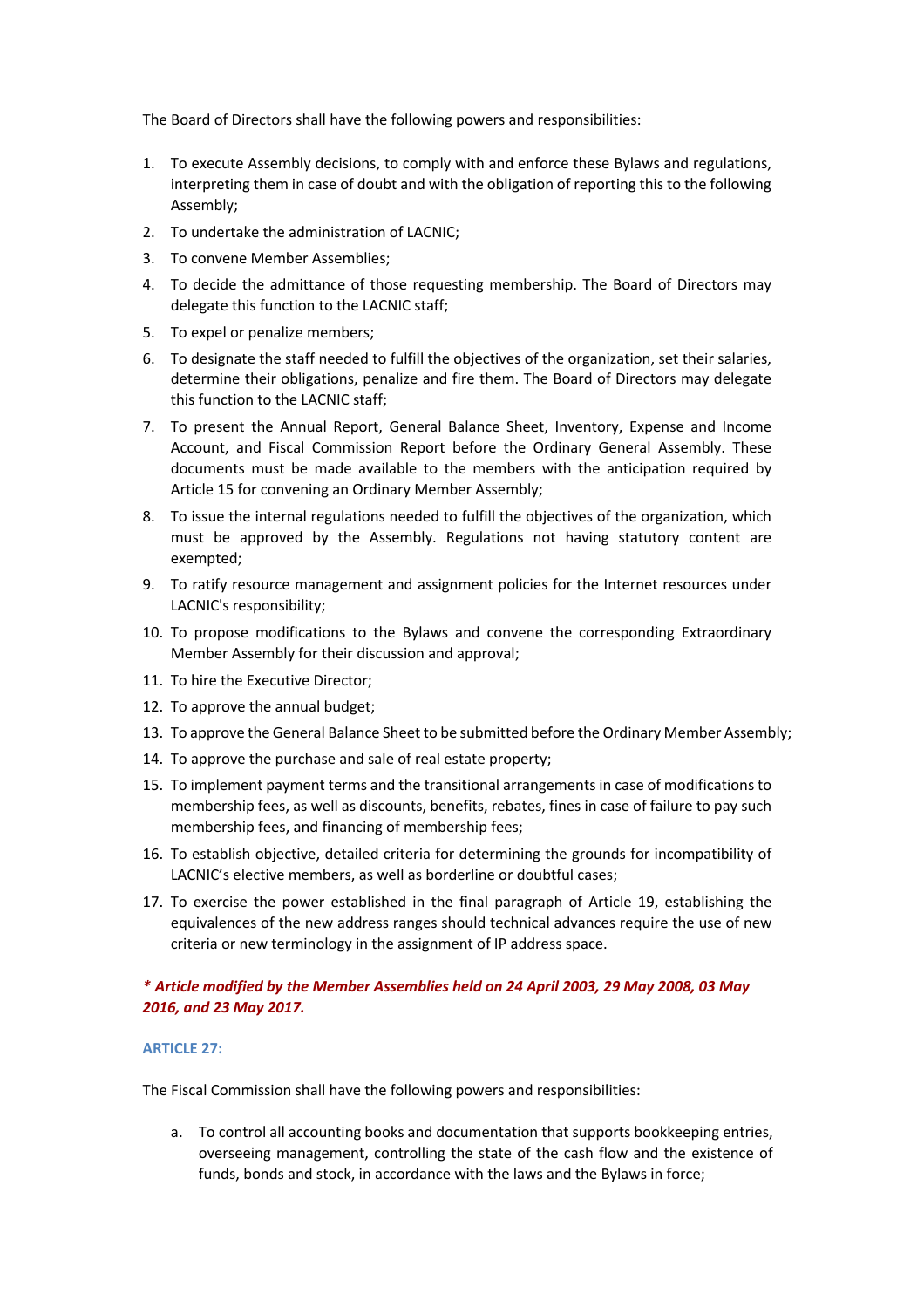The Board of Directors shall have the following powers and responsibilities:

1. To execute Assembly decisions, to comply with and enforce these Bylaws and regulations, interpreting them in case of doubt and with the obligation of reporting this to the following Assembly;
2. To undertake the administration of LACNIC;
3. To convene Member Assemblies;
4. To decide the admittance of those requesting membership. The Board of Directors may delegate this function to the LACNIC staff;
5. To expel or penalize members;
6. To designate the staff needed to fulfill the objectives of the organization, set their salaries, determine their obligations, penalize and fire them. The Board of Directors may delegate this function to the LACNIC staff;
7. To present the Annual Report, General Balance Sheet, Inventory, Expense and Income Account, and Fiscal Commission Report before the Ordinary General Assembly. These documents must be made available to the members with the anticipation required by Article 15 for convening an Ordinary Member Assembly;
8. To issue the internal regulations needed to fulfill the objectives of the organization, which must be approved by the Assembly. Regulations not having statutory content are exempted;
9. To ratify resource management and assignment policies for the Internet resources under LACNIC's responsibility;
10. To propose modifications to the Bylaws and convene the corresponding Extraordinary Member Assembly for their discussion and approval;
11. To hire the Executive Director;
12. To approve the annual budget;
13. To approve the General Balance Sheet to be submitted before the Ordinary Member Assembly;
14. To approve the purchase and sale of real estate property;
15. To implement payment terms and the transitional arrangements in case of modifications to membership fees, as well as discounts, benefits, rebates, fines in case of failure to pay such membership fees, and financing of membership fees;
16. To establish objective, detailed criteria for determining the grounds for incompatibility of LACNIC's elective members, as well as borderline or doubtful cases;
17. To exercise the power established in the final paragraph of Article 19, establishing the equivalences of the new address ranges should technical advances require the use of new criteria or new terminology in the assignment of IP address space.

***\* Article modified by the Member Assemblies held on 24 April 2003, 29 May 2008, 03 May 2016, and 23 May 2017.***

### ARTICLE 27:

The Fiscal Commission shall have the following powers and responsibilities:

a. To control all accounting books and documentation that supports bookkeeping entries, overseeing management, controlling the state of the cash flow and the existence of funds, bonds and stock, in accordance with the laws and the Bylaws in force;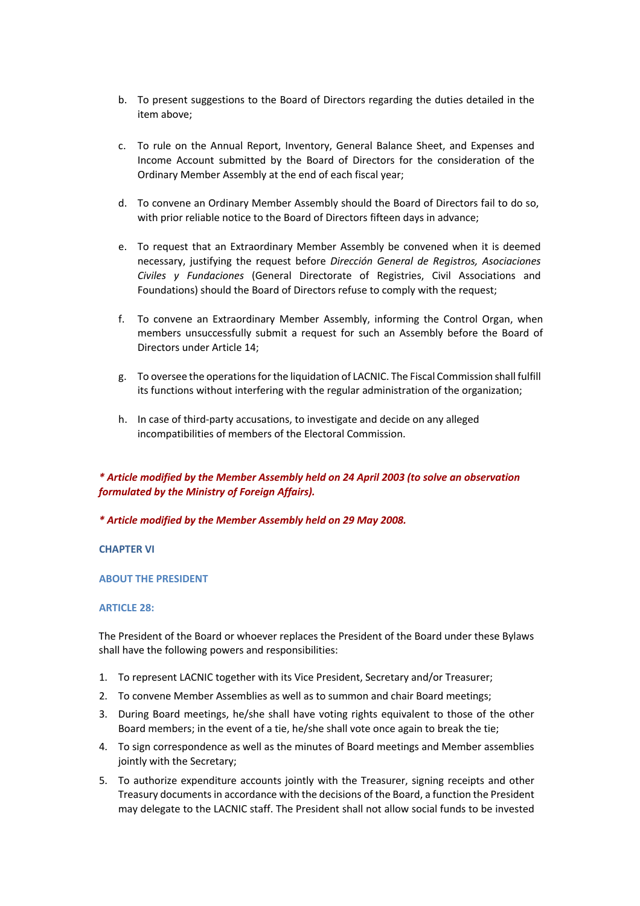b. To present suggestions to the Board of Directors regarding the duties detailed in the item above;

c. To rule on the Annual Report, Inventory, General Balance Sheet, and Expenses and Income Account submitted by the Board of Directors for the consideration of the Ordinary Member Assembly at the end of each fiscal year;

d. To convene an Ordinary Member Assembly should the Board of Directors fail to do so, with prior reliable notice to the Board of Directors fifteen days in advance;

e. To request that an Extraordinary Member Assembly be convened when it is deemed necessary, justifying the request before *Dirección General de Registros, Asociaciones Civiles y Fundaciones* (General Directorate of Registries, Civil Associations and Foundations) should the Board of Directors refuse to comply with the request;

f. To convene an Extraordinary Member Assembly, informing the Control Organ, when members unsuccessfully submit a request for such an Assembly before the Board of Directors under Article 14;

g. To oversee the operations for the liquidation of LACNIC. The Fiscal Commission shall fulfill its functions without interfering with the regular administration of the organization;

h. In case of third-party accusations, to investigate and decide on any alleged incompatibilities of members of the Electoral Commission.

***\* Article modified by the Member Assembly held on 24 April 2003 (to solve an observation formulated by the Ministry of Foreign Affairs).***

***\* Article modified by the Member Assembly held on 29 May 2008.***

## CHAPTER VI

## ABOUT THE PRESIDENT

### ARTICLE 28:

The President of the Board or whoever replaces the President of the Board under these Bylaws shall have the following powers and responsibilities:

1. To represent LACNIC together with its Vice President, Secretary and/or Treasurer;
2. To convene Member Assemblies as well as to summon and chair Board meetings;
3. During Board meetings, he/she shall have voting rights equivalent to those of the other Board members; in the event of a tie, he/she shall vote once again to break the tie;
4. To sign correspondence as well as the minutes of Board meetings and Member assemblies jointly with the Secretary;
5. To authorize expenditure accounts jointly with the Treasurer, signing receipts and other Treasury documents in accordance with the decisions of the Board, a function the President may delegate to the LACNIC staff. The President shall not allow social funds to be invested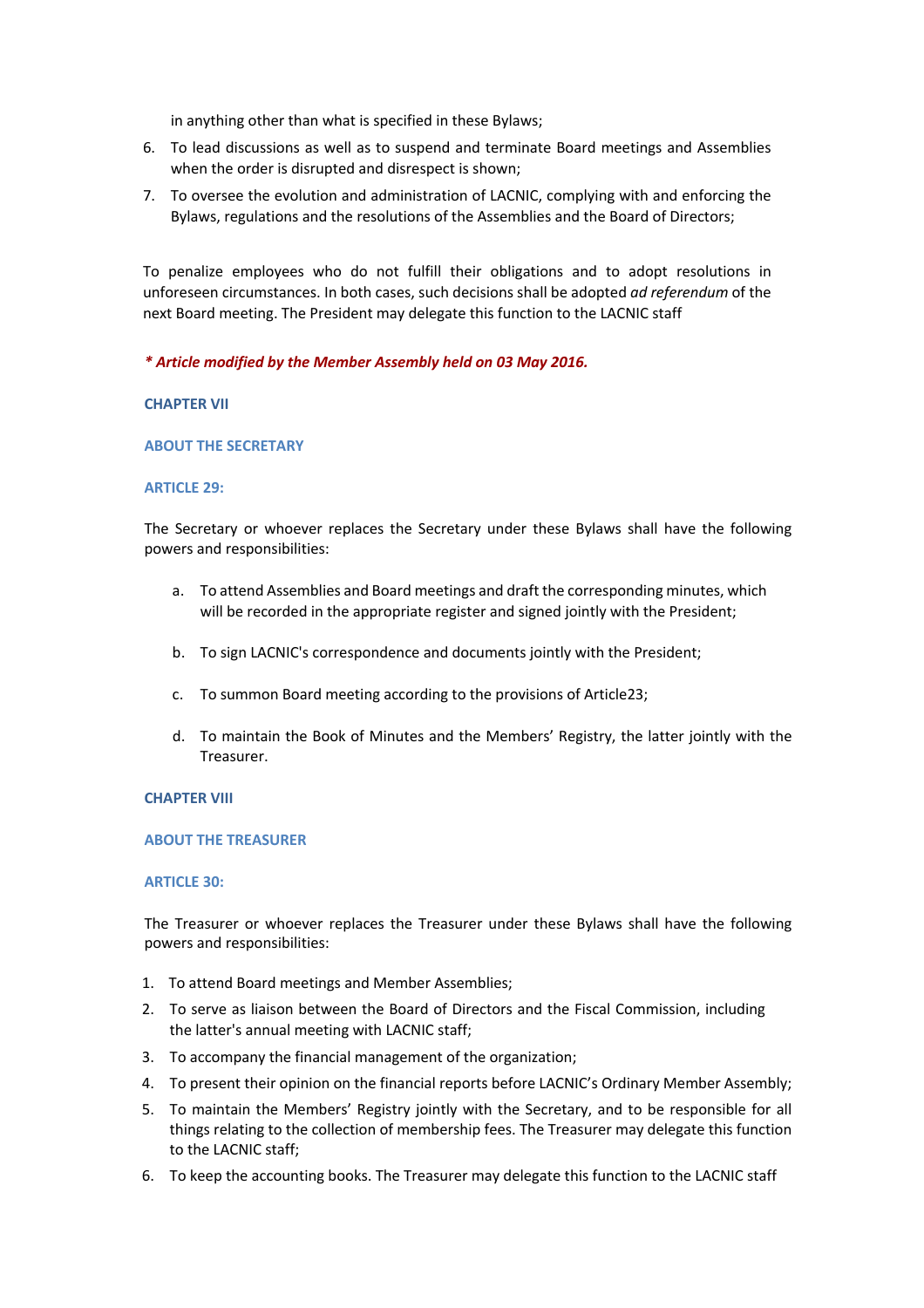in anything other than what is specified in these Bylaws;

6. To lead discussions as well as to suspend and terminate Board meetings and Assemblies when the order is disrupted and disrespect is shown;
7. To oversee the evolution and administration of LACNIC, complying with and enforcing the Bylaws, regulations and the resolutions of the Assemblies and the Board of Directors;

To penalize employees who do not fulfill their obligations and to adopt resolutions in unforeseen circumstances. In both cases, such decisions shall be adopted *ad referendum* of the next Board meeting. The President may delegate this function to the LACNIC staff

***\* Article modified by the Member Assembly held on 03 May 2016.***

## CHAPTER VII

## ABOUT THE SECRETARY

### ARTICLE 29:

The Secretary or whoever replaces the Secretary under these Bylaws shall have the following powers and responsibilities:

a. To attend Assemblies and Board meetings and draft the corresponding minutes, which will be recorded in the appropriate register and signed jointly with the President;

b. To sign LACNIC's correspondence and documents jointly with the President;

c. To summon Board meeting according to the provisions of Article23;

d. To maintain the Book of Minutes and the Members' Registry, the latter jointly with the Treasurer.

## CHAPTER VIII

## ABOUT THE TREASURER

### ARTICLE 30:

The Treasurer or whoever replaces the Treasurer under these Bylaws shall have the following powers and responsibilities:

1. To attend Board meetings and Member Assemblies;
2. To serve as liaison between the Board of Directors and the Fiscal Commission, including the latter's annual meeting with LACNIC staff;
3. To accompany the financial management of the organization;
4. To present their opinion on the financial reports before LACNIC's Ordinary Member Assembly;
5. To maintain the Members' Registry jointly with the Secretary, and to be responsible for all things relating to the collection of membership fees. The Treasurer may delegate this function to the LACNIC staff;
6. To keep the accounting books. The Treasurer may delegate this function to the LACNIC staff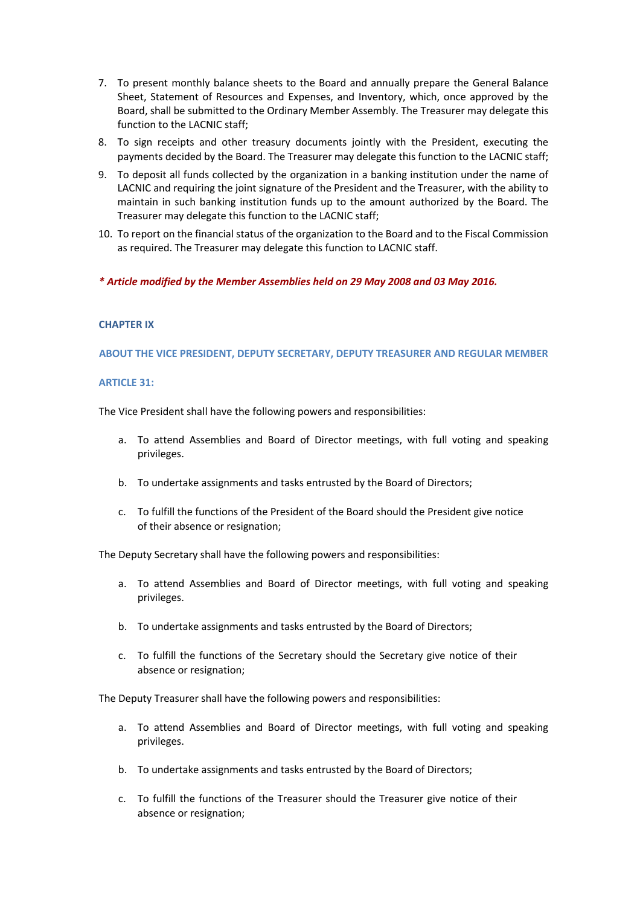7. To present monthly balance sheets to the Board and annually prepare the General Balance Sheet, Statement of Resources and Expenses, and Inventory, which, once approved by the Board, shall be submitted to the Ordinary Member Assembly. The Treasurer may delegate this function to the LACNIC staff;
8. To sign receipts and other treasury documents jointly with the President, executing the payments decided by the Board. The Treasurer may delegate this function to the LACNIC staff;
9. To deposit all funds collected by the organization in a banking institution under the name of LACNIC and requiring the joint signature of the President and the Treasurer, with the ability to maintain in such banking institution funds up to the amount authorized by the Board. The Treasurer may delegate this function to the LACNIC staff;
10. To report on the financial status of the organization to the Board and to the Fiscal Commission as required. The Treasurer may delegate this function to LACNIC staff.

***\* Article modified by the Member Assemblies held on 29 May 2008 and 03 May 2016.***

## CHAPTER IX

## ABOUT THE VICE PRESIDENT, DEPUTY SECRETARY, DEPUTY TREASURER AND REGULAR MEMBER

### ARTICLE 31:

The Vice President shall have the following powers and responsibilities:

a. To attend Assemblies and Board of Director meetings, with full voting and speaking privileges.
b. To undertake assignments and tasks entrusted by the Board of Directors;
c. To fulfill the functions of the President of the Board should the President give notice of their absence or resignation;

The Deputy Secretary shall have the following powers and responsibilities:

a. To attend Assemblies and Board of Director meetings, with full voting and speaking privileges.
b. To undertake assignments and tasks entrusted by the Board of Directors;
c. To fulfill the functions of the Secretary should the Secretary give notice of their absence or resignation;

The Deputy Treasurer shall have the following powers and responsibilities:

a. To attend Assemblies and Board of Director meetings, with full voting and speaking privileges.
b. To undertake assignments and tasks entrusted by the Board of Directors;
c. To fulfill the functions of the Treasurer should the Treasurer give notice of their absence or resignation;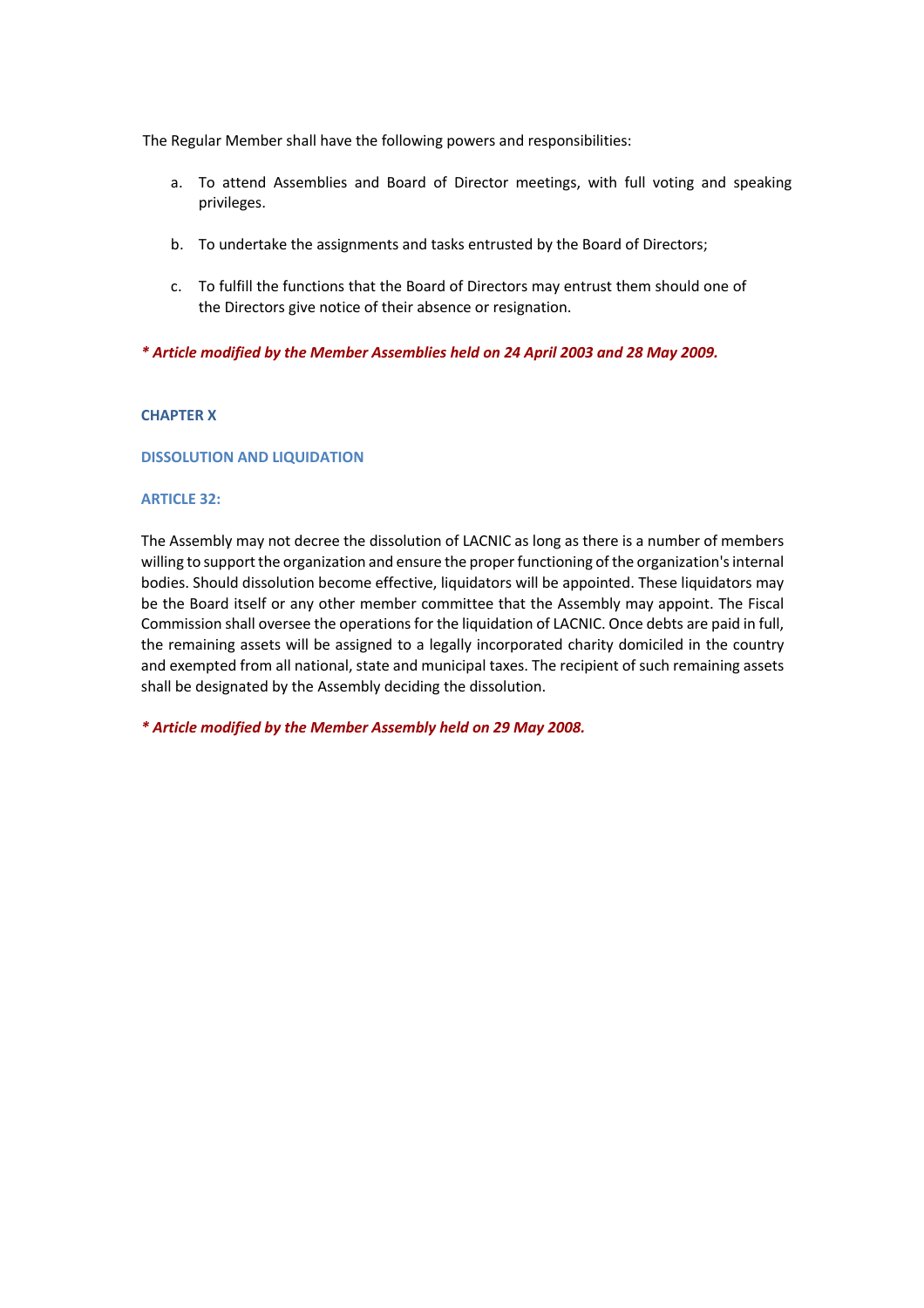The Regular Member shall have the following powers and responsibilities:

a. To attend Assemblies and Board of Director meetings, with full voting and speaking privileges.

b. To undertake the assignments and tasks entrusted by the Board of Directors;

c. To fulfill the functions that the Board of Directors may entrust them should one of the Directors give notice of their absence or resignation.

***\* Article modified by the Member Assemblies held on 24 April 2003 and 28 May 2009.***

## CHAPTER X

## DISSOLUTION AND LIQUIDATION

### ARTICLE 32:

The Assembly may not decree the dissolution of LACNIC as long as there is a number of members willing to support the organization and ensure the proper functioning of the organization's internal bodies. Should dissolution become effective, liquidators will be appointed. These liquidators may be the Board itself or any other member committee that the Assembly may appoint. The Fiscal Commission shall oversee the operations for the liquidation of LACNIC. Once debts are paid in full, the remaining assets will be assigned to a legally incorporated charity domiciled in the country and exempted from all national, state and municipal taxes. The recipient of such remaining assets shall be designated by the Assembly deciding the dissolution.

***\* Article modified by the Member Assembly held on 29 May 2008.***